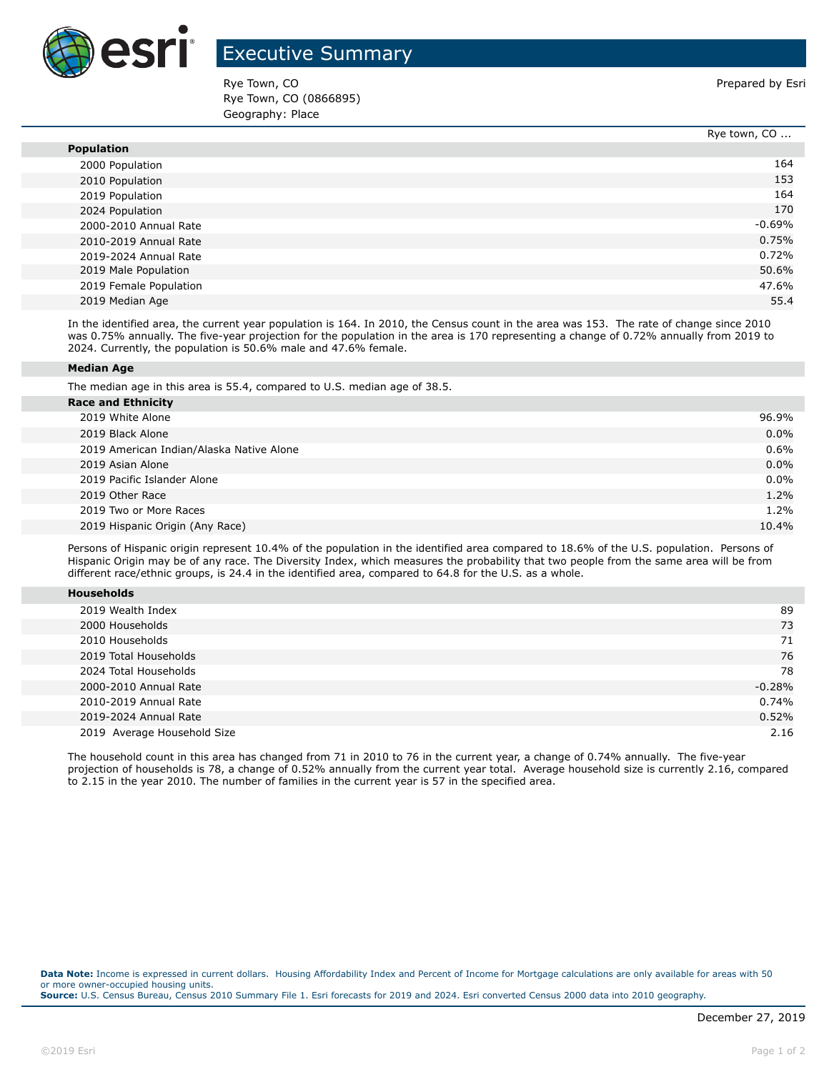# Executive Summary

Rye Town, CO
Rye Town, CO (0866895)
Geography: Place

Prepared by Esri

| | Rye town, CO ... |
|---|---|
| **Population** | |
| 2000 Population | 164 |
| 2010 Population | 153 |
| 2019 Population | 164 |
| 2024 Population | 170 |
| 2000-2010 Annual Rate | -0.69% |
| 2010-2019 Annual Rate | 0.75% |
| 2019-2024 Annual Rate | 0.72% |
| 2019 Male Population | 50.6% |
| 2019 Female Population | 47.6% |
| 2019 Median Age | 55.4 |

In the identified area, the current year population is 164. In 2010, the Census count in the area was 153. The rate of change since 2010 was 0.75% annually. The five-year projection for the population in the area is 170 representing a change of 0.72% annually from 2019 to 2024. Currently, the population is 50.6% male and 47.6% female.

**Median Age**

The median age in this area is 55.4, compared to U.S. median age of 38.5.

| **Race and Ethnicity** | |
|---|---|
| 2019 White Alone | 96.9% |
| 2019 Black Alone | 0.0% |
| 2019 American Indian/Alaska Native Alone | 0.6% |
| 2019 Asian Alone | 0.0% |
| 2019 Pacific Islander Alone | 0.0% |
| 2019 Other Race | 1.2% |
| 2019 Two or More Races | 1.2% |
| 2019 Hispanic Origin (Any Race) | 10.4% |

Persons of Hispanic origin represent 10.4% of the population in the identified area compared to 18.6% of the U.S. population. Persons of Hispanic Origin may be of any race. The Diversity Index, which measures the probability that two people from the same area will be from different race/ethnic groups, is 24.4 in the identified area, compared to 64.8 for the U.S. as a whole.

| **Households** | |
|---|---|
| 2019 Wealth Index | 89 |
| 2000 Households | 73 |
| 2010 Households | 71 |
| 2019 Total Households | 76 |
| 2024 Total Households | 78 |
| 2000-2010 Annual Rate | -0.28% |
| 2010-2019 Annual Rate | 0.74% |
| 2019-2024 Annual Rate | 0.52% |
| 2019 Average Household Size | 2.16 |

The household count in this area has changed from 71 in 2010 to 76 in the current year, a change of 0.74% annually. The five-year projection of households is 78, a change of 0.52% annually from the current year total. Average household size is currently 2.16, compared to 2.15 in the year 2010. The number of families in the current year is 57 in the specified area.

**Data Note:** Income is expressed in current dollars. Housing Affordability Index and Percent of Income for Mortgage calculations are only available for areas with 50 or more owner-occupied housing units.
**Source:** U.S. Census Bureau, Census 2010 Summary File 1. Esri forecasts for 2019 and 2024. Esri converted Census 2000 data into 2010 geography.

December 27, 2019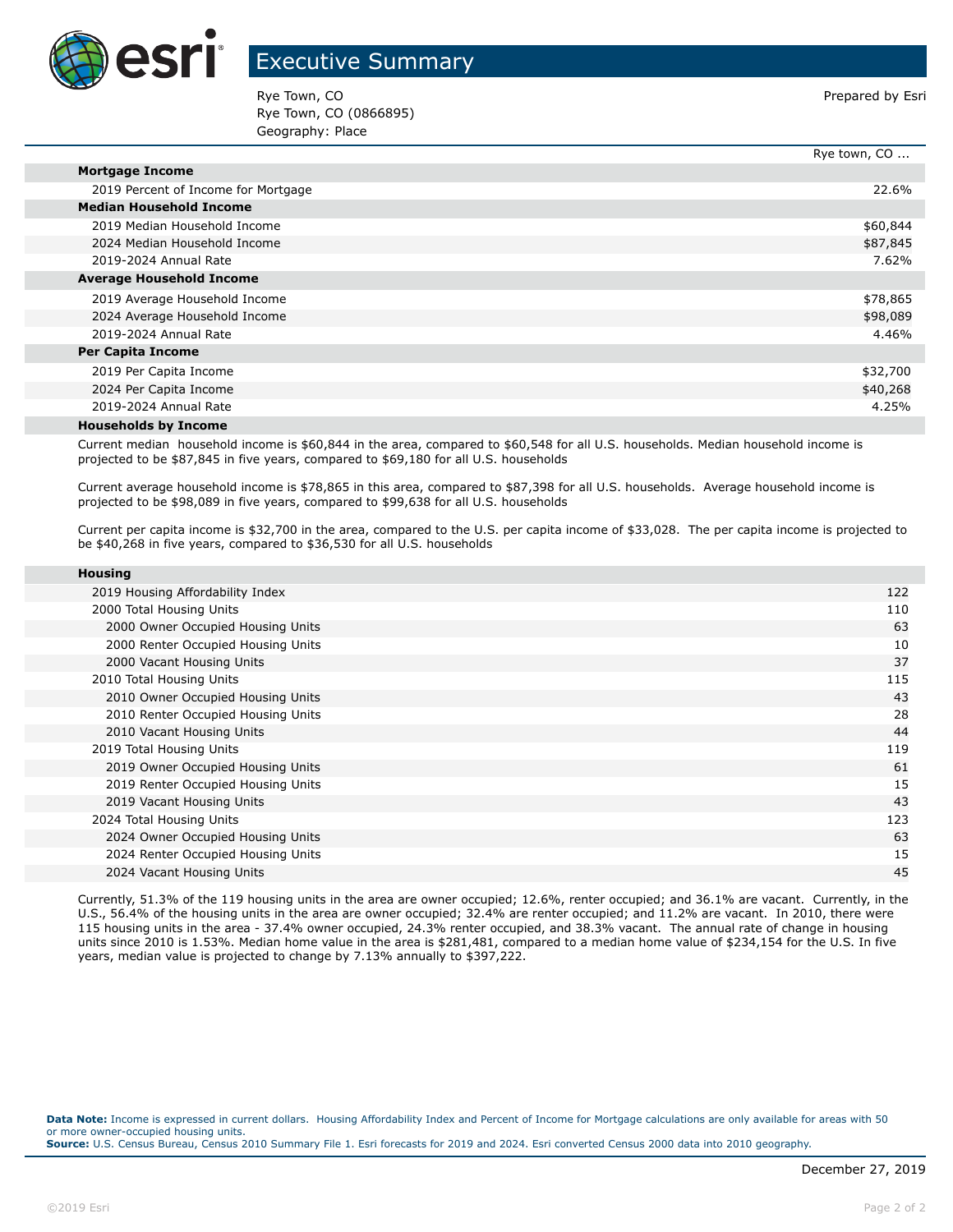# Executive Summary

Rye Town, CO
Rye Town, CO (0866895)
Geography: Place

Prepared by Esri

| | Rye town, CO ... |
|---|---|
| **Mortgage Income** | |
| 2019 Percent of Income for Mortgage | 22.6% |
| **Median Household Income** | |
| 2019 Median Household Income | $60,844 |
| 2024 Median Household Income | $87,845 |
| 2019-2024 Annual Rate | 7.62% |
| **Average Household Income** | |
| 2019 Average Household Income | $78,865 |
| 2024 Average Household Income | $98,089 |
| 2019-2024 Annual Rate | 4.46% |
| **Per Capita Income** | |
| 2019 Per Capita Income | $32,700 |
| 2024 Per Capita Income | $40,268 |
| 2019-2024 Annual Rate | 4.25% |
| **Households by Income** | |

Current median household income is $60,844 in the area, compared to $60,548 for all U.S. households. Median household income is projected to be $87,845 in five years, compared to $69,180 for all U.S. households

Current average household income is $78,865 in this area, compared to $87,398 for all U.S. households. Average household income is projected to be $98,089 in five years, compared to $99,638 for all U.S. households

Current per capita income is $32,700 in the area, compared to the U.S. per capita income of $33,028. The per capita income is projected to be $40,268 in five years, compared to $36,530 for all U.S. households

| | |
|---|---|
| **Housing** | |
| 2019 Housing Affordability Index | 122 |
| 2000 Total Housing Units | 110 |
| 2000 Owner Occupied Housing Units | 63 |
| 2000 Renter Occupied Housing Units | 10 |
| 2000 Vacant Housing Units | 37 |
| 2010 Total Housing Units | 115 |
| 2010 Owner Occupied Housing Units | 43 |
| 2010 Renter Occupied Housing Units | 28 |
| 2010 Vacant Housing Units | 44 |
| 2019 Total Housing Units | 119 |
| 2019 Owner Occupied Housing Units | 61 |
| 2019 Renter Occupied Housing Units | 15 |
| 2019 Vacant Housing Units | 43 |
| 2024 Total Housing Units | 123 |
| 2024 Owner Occupied Housing Units | 63 |
| 2024 Renter Occupied Housing Units | 15 |
| 2024 Vacant Housing Units | 45 |

Currently, 51.3% of the 119 housing units in the area are owner occupied; 12.6%, renter occupied; and 36.1% are vacant. Currently, in the U.S., 56.4% of the housing units in the area are owner occupied; 32.4% are renter occupied; and 11.2% are vacant. In 2010, there were 115 housing units in the area - 37.4% owner occupied, 24.3% renter occupied, and 38.3% vacant. The annual rate of change in housing units since 2010 is 1.53%. Median home value in the area is $281,481, compared to a median home value of $234,154 for the U.S. In five years, median value is projected to change by 7.13% annually to $397,222.

**Data Note:** Income is expressed in current dollars. Housing Affordability Index and Percent of Income for Mortgage calculations are only available for areas with 50 or more owner-occupied housing units.
**Source:** U.S. Census Bureau, Census 2010 Summary File 1. Esri forecasts for 2019 and 2024. Esri converted Census 2000 data into 2010 geography.

December 27, 2019

©2019 Esri